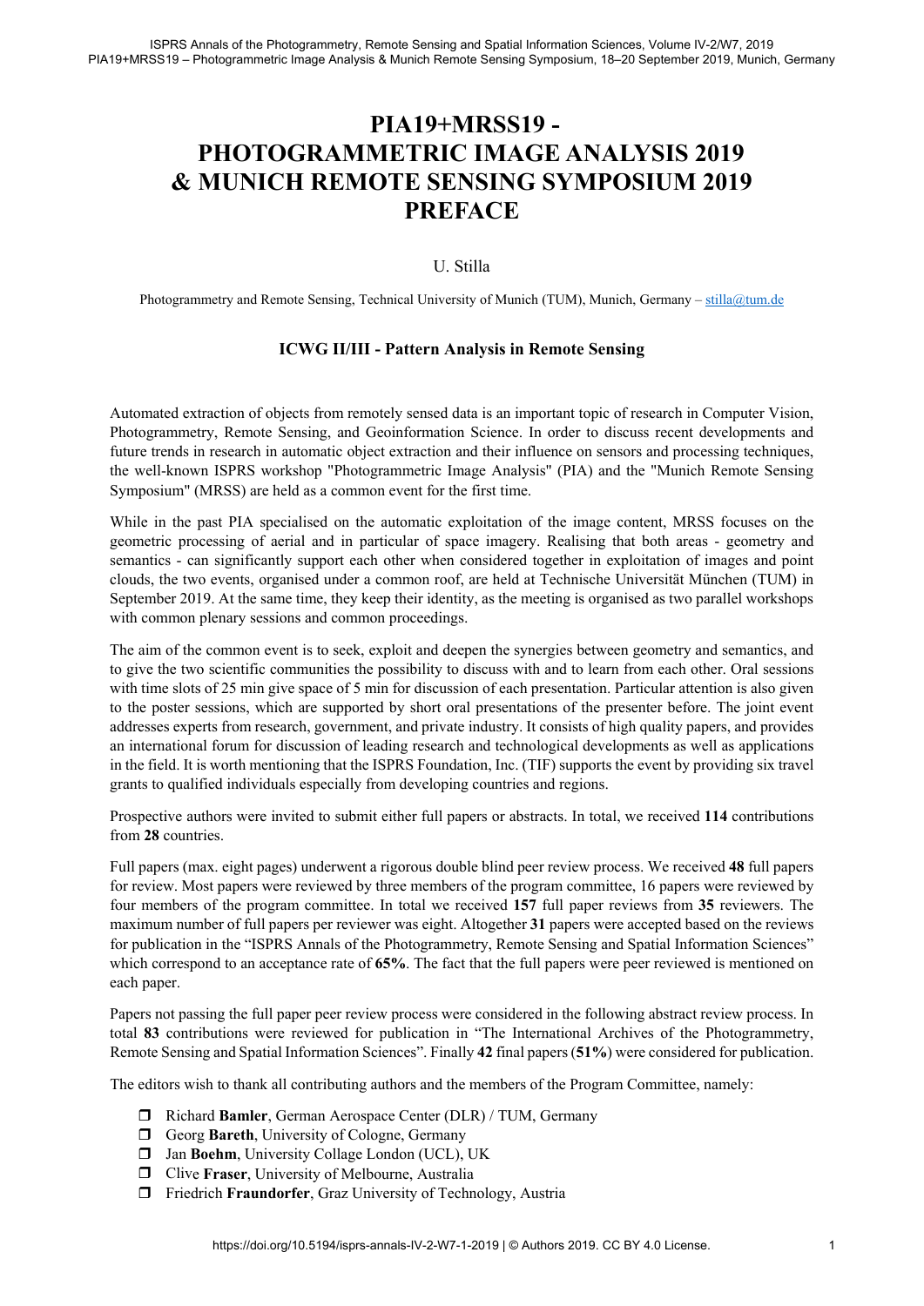# PIA19+MRSS19 - PHOTOGRAMMETRIC IMAGE ANALYSIS 2019 & MUNICH REMOTE SENSING SYMPOSIUM 2019 PREFACE

U. Stilla

Photogrammetry and Remote Sensing, Technical University of Munich (TUM), Munich, Germany – stilla@tum.de

### ICWG II/III - Pattern Analysis in Remote Sensing

Automated extraction of objects from remotely sensed data is an important topic of research in Computer Vision, Photogrammetry, Remote Sensing, and Geoinformation Science. In order to discuss recent developments and future trends in research in automatic object extraction and their influence on sensors and processing techniques, the well-known ISPRS workshop "Photogrammetric Image Analysis" (PIA) and the "Munich Remote Sensing Symposium" (MRSS) are held as a common event for the first time.

While in the past PIA specialised on the automatic exploitation of the image content, MRSS focuses on the geometric processing of aerial and in particular of space imagery. Realising that both areas - geometry and semantics - can significantly support each other when considered together in exploitation of images and point clouds, the two events, organised under a common roof, are held at Technische Universität München (TUM) in September 2019. At the same time, they keep their identity, as the meeting is organised as two parallel workshops with common plenary sessions and common proceedings.

The aim of the common event is to seek, exploit and deepen the synergies between geometry and semantics, and to give the two scientific communities the possibility to discuss with and to learn from each other. Oral sessions with time slots of 25 min give space of 5 min for discussion of each presentation. Particular attention is also given to the poster sessions, which are supported by short oral presentations of the presenter before. The joint event addresses experts from research, government, and private industry. It consists of high quality papers, and provides an international forum for discussion of leading research and technological developments as well as applications in the field. It is worth mentioning that the ISPRS Foundation, Inc. (TIF) supports the event by providing six travel grants to qualified individuals especially from developing countries and regions.

Prospective authors were invited to submit either full papers or abstracts. In total, we received **114** contributions from **28** countries.

Full papers (max. eight pages) underwent a rigorous double blind peer review process. We received **48** full papers for review. Most papers were reviewed by three members of the program committee, 16 papers were reviewed by four members of the program committee. In total we received **157** full paper reviews from **35** reviewers. The maximum number of full papers per reviewer was eight. Altogether **31** papers were accepted based on the reviews for publication in the "ISPRS Annals of the Photogrammetry, Remote Sensing and Spatial Information Sciences" which correspond to an acceptance rate of **65%**. The fact that the full papers were peer reviewed is mentioned on each paper.

Papers not passing the full paper peer review process were considered in the following abstract review process. In total **83** contributions were reviewed for publication in "The International Archives of the Photogrammetry, Remote Sensing and Spatial Information Sciences". Finally **42** final papers (**51%**) were considered for publication.

The editors wish to thank all contributing authors and the members of the Program Committee, namely:

- Richard **Bamler**, German Aerospace Center (DLR) / TUM, Germany
- Georg **Bareth**, University of Cologne, Germany
- Jan **Boehm**, University Collage London (UCL), UK
- Clive **Fraser**, University of Melbourne, Australia
- Friedrich **Fraundorfer**, Graz University of Technology, Austria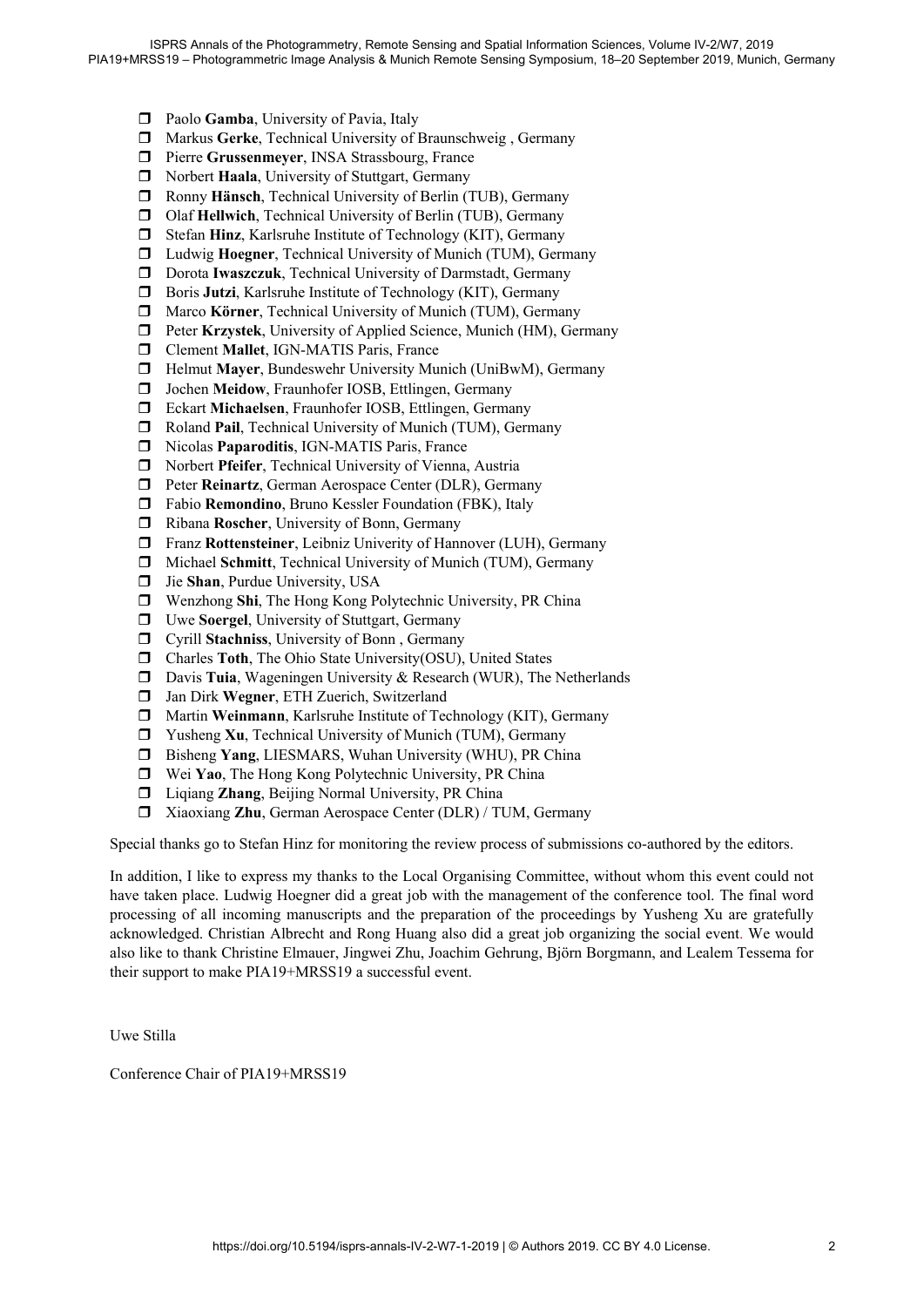- Paolo **Gamba**, University of Pavia, Italy
- Markus **Gerke**, Technical University of Braunschweig , Germany
- Pierre **Grussenmeyer**, INSA Strassbourg, France
- Norbert **Haala**, University of Stuttgart, Germany
- Ronny **Hänsch**, Technical University of Berlin (TUB), Germany
- Olaf **Hellwich**, Technical University of Berlin (TUB), Germany
- Stefan **Hinz**, Karlsruhe Institute of Technology (KIT), Germany
- Ludwig **Hoegner**, Technical University of Munich (TUM), Germany
- Dorota **Iwaszczuk**, Technical University of Darmstadt, Germany
- Boris **Jutzi**, Karlsruhe Institute of Technology (KIT), Germany
- Marco **Körner**, Technical University of Munich (TUM), Germany
- Peter **Krzystek**, University of Applied Science, Munich (HM), Germany
- Clement **Mallet**, IGN-MATIS Paris, France
- Helmut **Mayer**, Bundeswehr University Munich (UniBwM), Germany
- Jochen **Meidow**, Fraunhofer IOSB, Ettlingen, Germany
- Eckart **Michaelsen**, Fraunhofer IOSB, Ettlingen, Germany
- Roland **Pail**, Technical University of Munich (TUM), Germany
- Nicolas **Paparoditis**, IGN-MATIS Paris, France
- Norbert **Pfeifer**, Technical University of Vienna, Austria
- Peter **Reinartz**, German Aerospace Center (DLR), Germany
- Fabio **Remondino**, Bruno Kessler Foundation (FBK), Italy
- Ribana **Roscher**, University of Bonn, Germany
- Franz **Rottensteiner**, Leibniz Univerity of Hannover (LUH), Germany
- Michael **Schmitt**, Technical University of Munich (TUM), Germany
- Jie **Shan**, Purdue University, USA
- Wenzhong **Shi**, The Hong Kong Polytechnic University, PR China
- Uwe **Soergel**, University of Stuttgart, Germany
- Cyrill **Stachniss**, University of Bonn , Germany
- Charles **Toth**, The Ohio State University(OSU), United States
- Davis **Tuia**, Wageningen University & Research (WUR), The Netherlands
- Jan Dirk **Wegner**, ETH Zuerich, Switzerland
- Martin **Weinmann**, Karlsruhe Institute of Technology (KIT), Germany
- Yusheng **Xu**, Technical University of Munich (TUM), Germany
- Bisheng **Yang**, LIESMARS, Wuhan University (WHU), PR China
- Wei **Yao**, The Hong Kong Polytechnic University, PR China
- Liqiang **Zhang**, Beijing Normal University, PR China
- Xiaoxiang **Zhu**, German Aerospace Center (DLR) / TUM, Germany

Special thanks go to Stefan Hinz for monitoring the review process of submissions co-authored by the editors.

In addition, I like to express my thanks to the Local Organising Committee, without whom this event could not have taken place. Ludwig Hoegner did a great job with the management of the conference tool. The final word processing of all incoming manuscripts and the preparation of the proceedings by Yusheng Xu are gratefully acknowledged. Christian Albrecht and Rong Huang also did a great job organizing the social event. We would also like to thank Christine Elmauer, Jingwei Zhu, Joachim Gehrung, Björn Borgmann, and Lealem Tessema for their support to make PIA19+MRSS19 a successful event.

Uwe Stilla

Conference Chair of PIA19+MRSS19